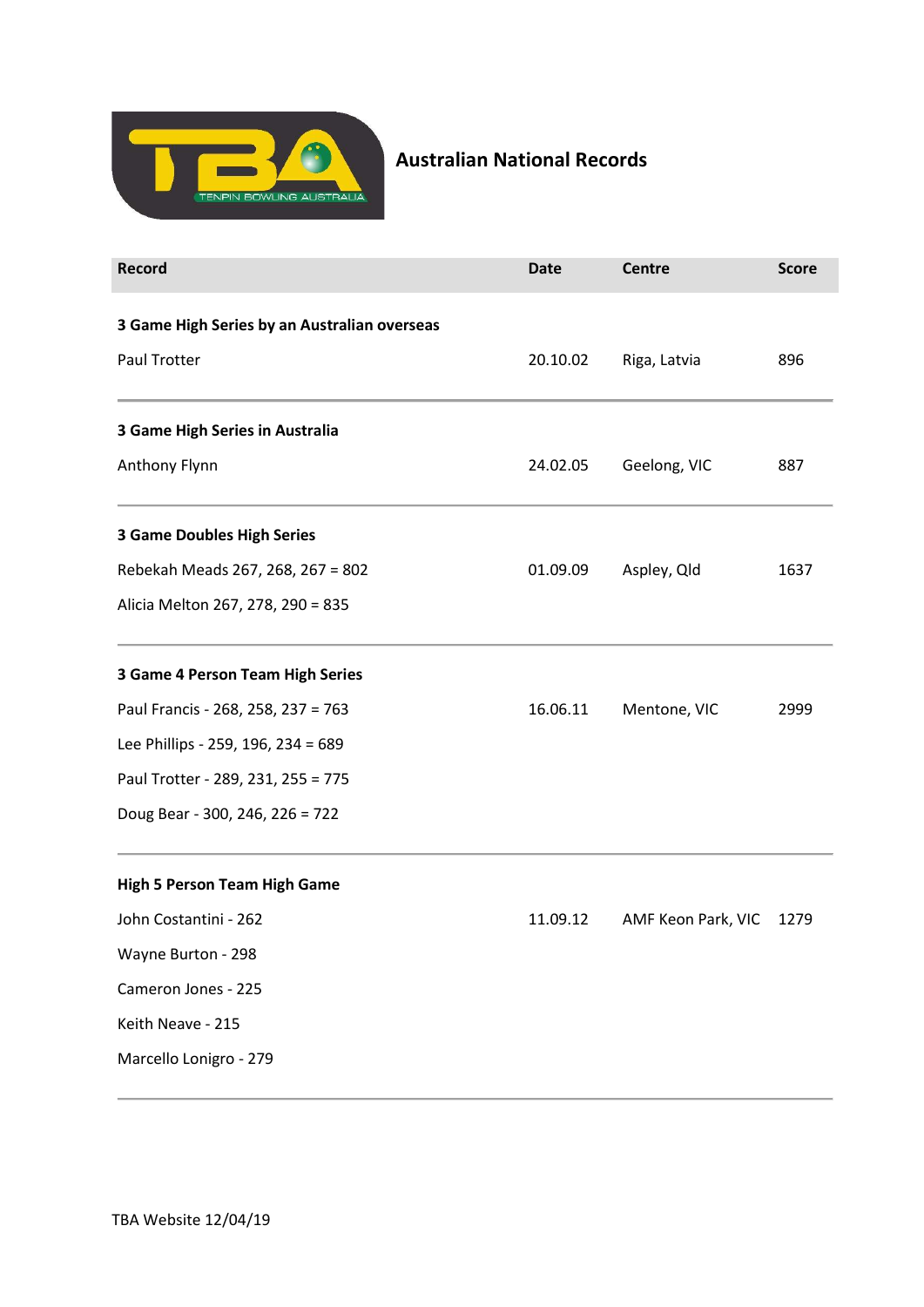# Australian National Records

| Record | Date | Centre | Score |
| --- | --- | --- | --- |
| **3 Game High Series by an Australian overseas** | | | |
| Paul Trotter | 20.10.02 | Riga, Latvia | 896 |
| **3 Game High Series in Australia** | | | |
| Anthony Flynn | 24.02.05 | Geelong, VIC | 887 |
| **3 Game Doubles High Series** | | | |
| Rebekah Meads 267, 268, 267 = 802 | 01.09.09 | Aspley, Qld | 1637 |
| Alicia Melton 267, 278, 290 = 835 | | | |
| **3 Game 4 Person Team High Series** | | | |
| Paul Francis - 268, 258, 237 = 763 | 16.06.11 | Mentone, VIC | 2999 |
| Lee Phillips - 259, 196, 234 = 689 | | | |
| Paul Trotter - 289, 231, 255 = 775 | | | |
| Doug Bear - 300, 246, 226 = 722 | | | |
| **High 5 Person Team High Game** | | | |
| John Costantini - 262 | 11.09.12 | AMF Keon Park, VIC | 1279 |
| Wayne Burton - 298 | | | |
| Cameron Jones - 225 | | | |
| Keith Neave - 215 | | | |
| Marcello Longrio - 279 | | | |

TBA Website 12/04/19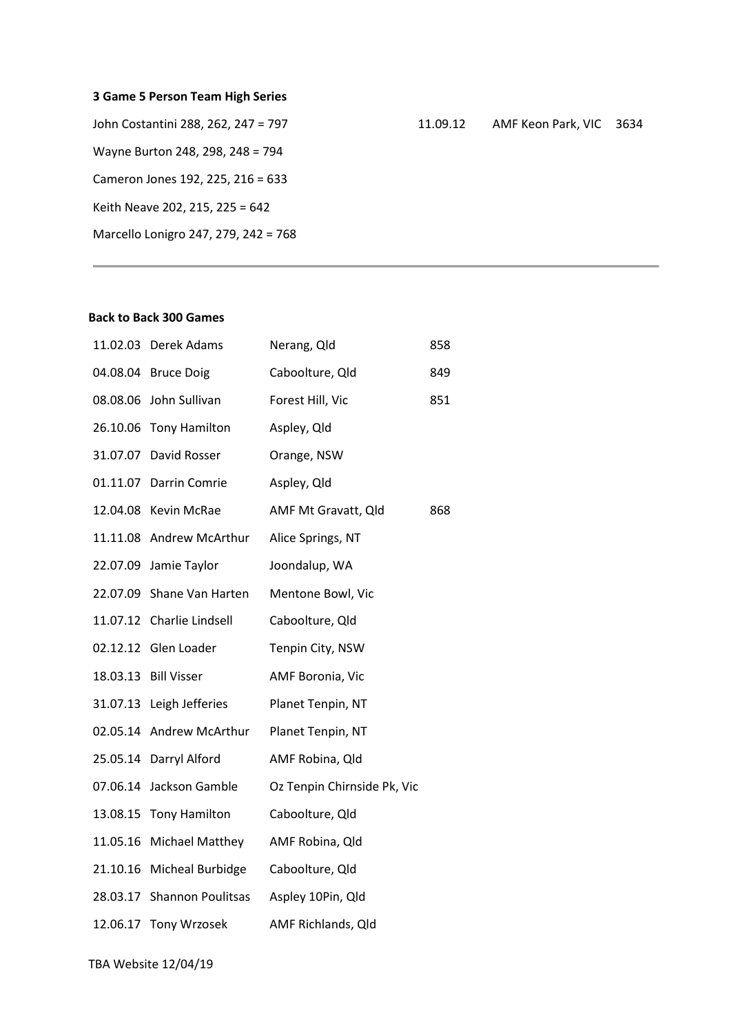**3 Game 5 Person Team High Series**

| | | | |
|---|---|---|---|
| John Costantini 288, 262, 247 = 797 | 11.09.12 | AMF Keon Park, VIC | 3634 |
| Wayne Burton 248, 298, 248 = 794 | | | |
| Cameron Jones 192, 225, 216 = 633 | | | |
| Keith Neave 202, 215, 225 = 642 | | | |
| Marcello Lonigro 247, 279, 242 = 768 | | | |

---

**Back to Back 300 Games**

| | | | |
|---|---|---|---|
| 11.02.03 | Derek Adams | Nerang, Qld | 858 |
| 04.08.04 | Bruce Doig | Caboolture, Qld | 849 |
| 08.08.06 | John Sullivan | Forest Hill, Vic | 851 |
| 26.10.06 | Tony Hamilton | Aspley, Qld | |
| 31.07.07 | David Rosser | Orange, NSW | |
| 01.11.07 | Darrin Comrie | Aspley, Qld | |
| 12.04.08 | Kevin McRae | AMF Mt Gravatt, Qld | 868 |
| 11.11.08 | Andrew McArthur | Alice Springs, NT | |
| 22.07.09 | Jamie Taylor | Joondalup, WA | |
| 22.07.09 | Shane Van Harten | Mentone Bowl, Vic | |
| 11.07.12 | Charlie Lindsell | Caboolture, Qld | |
| 02.12.12 | Glen Loader | Tenpin City, NSW | |
| 18.03.13 | Bill Visser | AMF Boronia, Vic | |
| 31.07.13 | Leigh Jefferies | Planet Tenpin, NT | |
| 02.05.14 | Andrew McArthur | Planet Tenpin, NT | |
| 25.05.14 | Darryl Alford | AMF Robina, Qld | |
| 07.06.14 | Jackson Gamble | Oz Tenpin Chirnside Pk, Vic | |
| 13.08.15 | Tony Hamilton | Caboolture, Qld | |
| 11.05.16 | Michael Matthey | AMF Robina, Qld | |
| 21.10.16 | Micheal Burbidge | Caboolture, Qld | |
| 28.03.17 | Shannon Poulitsas | Aspley 10Pin, Qld | |
| 12.06.17 | Tony Wrzosek | AMF Richlands, Qld | |